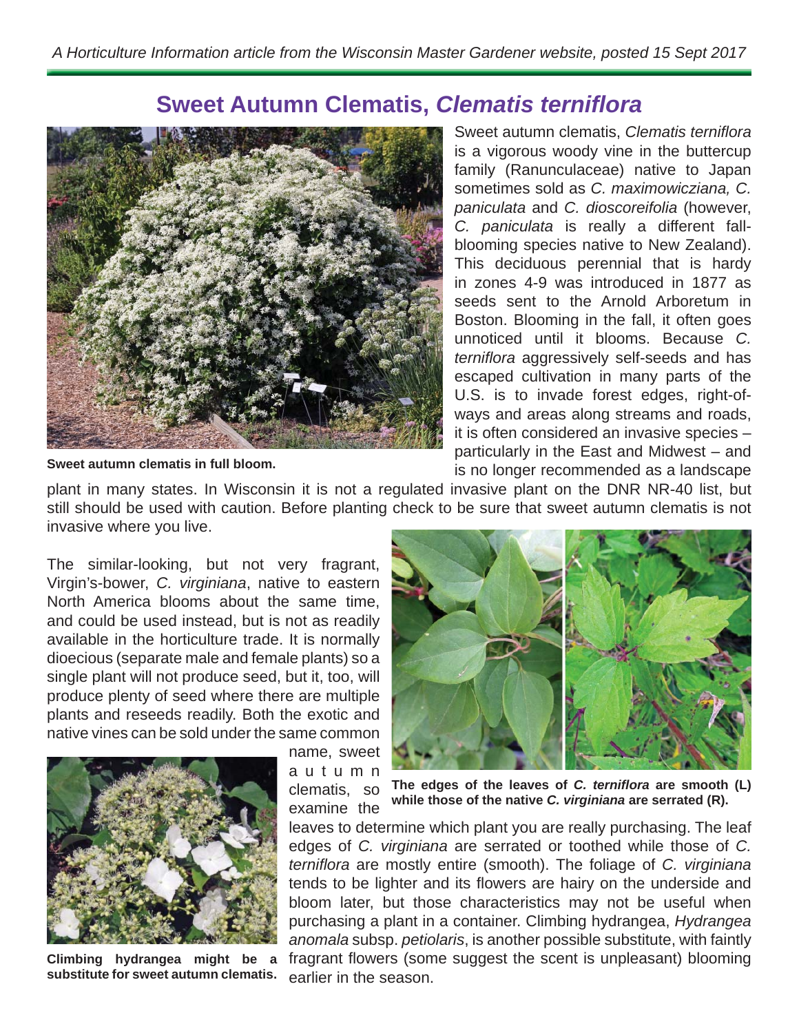A Horticulture Information article from the Wisconsin Master Gardener website, posted 15 Sept 2017

# Sweet Autumn Clematis, *Clematis terniflora*

**Sweet autumn clematis in full bloom.**

Sweet autumn clematis, *Clematis terniflora* is a vigorous woody vine in the buttercup family (Ranunculaceae) native to Japan sometimes sold as *C. maximowicziana, C. paniculata* and *C. dioscoreifolia* (however, *C. paniculata* is really a different fall-blooming species native to New Zealand). This deciduous perennial that is hardy in zones 4-9 was introduced in 1877 as seeds sent to the Arnold Arboretum in Boston. Blooming in the fall, it often goes unnoticed until it blooms. Because *C. terniflora* aggressively self-seeds and has escaped cultivation in many parts of the U.S. is to invade forest edges, right-of-ways and areas along streams and roads, it is often considered an invasive species – particularly in the East and Midwest – and is no longer recommended as a landscape plant in many states. In Wisconsin it is not a regulated invasive plant on the DNR NR-40 list, but still should be used with caution. Before planting check to be sure that sweet autumn clematis is not invasive where you live.

The similar-looking, but not very fragrant, Virgin's-bower, *C. virginiana*, native to eastern North America blooms about the same time, and could be used instead, but is not as readily available in the horticulture trade. It is normally dioecious (separate male and female plants) so a single plant will not produce seed, but it, too, will produce plenty of seed where there are multiple plants and reseeds readily. Both the exotic and native vines can be sold under the same common name, sweet autumn clematis, so examine the leaves to determine which plant you are really purchasing. The leaf edges of *C. virginiana* are serrated or toothed while those of *C. terniflora* are mostly entire (smooth). The foliage of *C. virginiana* tends to be lighter and its flowers are hairy on the underside and bloom later, but those characteristics may not be useful when purchasing a plant in a container. Climbing hydrangea, *Hydrangea anomala* subsp. *petiolaris*, is another possible substitute, with faintly fragrant flowers (some suggest the scent is unpleasant) blooming earlier in the season.

**The edges of the leaves of *C. terniflora* are smooth (L) while those of the native *C. virginiana* are serrated (R).**

**Climbing hydrangea might be a substitute for sweet autumn clematis.**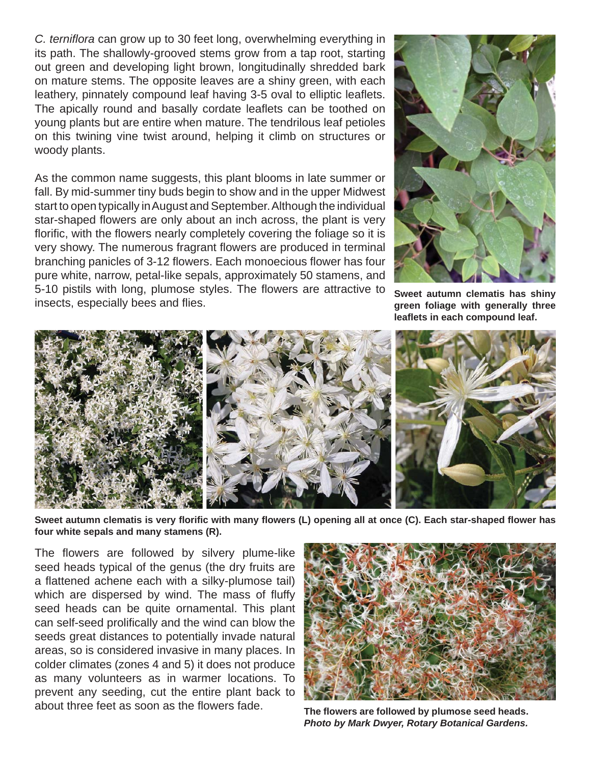*C. terniflora* can grow up to 30 feet long, overwhelming everything in its path. The shallowly-grooved stems grow from a tap root, starting out green and developing light brown, longitudinally shredded bark on mature stems. The opposite leaves are a shiny green, with each leathery, pinnately compound leaf having 3-5 oval to elliptic leaflets. The apically round and basally cordate leaflets can be toothed on young plants but are entire when mature. The tendrilous leaf petioles on this twining vine twist around, helping it climb on structures or woody plants.

As the common name suggests, this plant blooms in late summer or fall. By mid-summer tiny buds begin to show and in the upper Midwest start to open typically in August and September. Although the individual star-shaped flowers are only about an inch across, the plant is very florific, with the flowers nearly completely covering the foliage so it is very showy. The numerous fragrant flowers are produced in terminal branching panicles of 3-12 flowers. Each monoecious flower has four pure white, narrow, petal-like sepals, approximately 50 stamens, and 5-10 pistils with long, plumose styles. The flowers are attractive to insects, especially bees and flies.

**Sweet autumn clematis has shiny green foliage with generally three leaflets in each compound leaf.**

**Sweet autumn clematis is very florific with many flowers (L) opening all at once (C). Each star-shaped flower has four white sepals and many stamens (R).**

The flowers are followed by silvery plume-like seed heads typical of the genus (the dry fruits are a flattened achene each with a silky-plumose tail) which are dispersed by wind. The mass of fluffy seed heads can be quite ornamental. This plant can self-seed prolifically and the wind can blow the seeds great distances to potentially invade natural areas, so is considered invasive in many places. In colder climates (zones 4 and 5) it does not produce as many volunteers as in warmer locations. To prevent any seeding, cut the entire plant back to about three feet as soon as the flowers fade.

**The flowers are followed by plumose seed heads.** ***Photo by Mark Dwyer, Rotary Botanical Gardens.***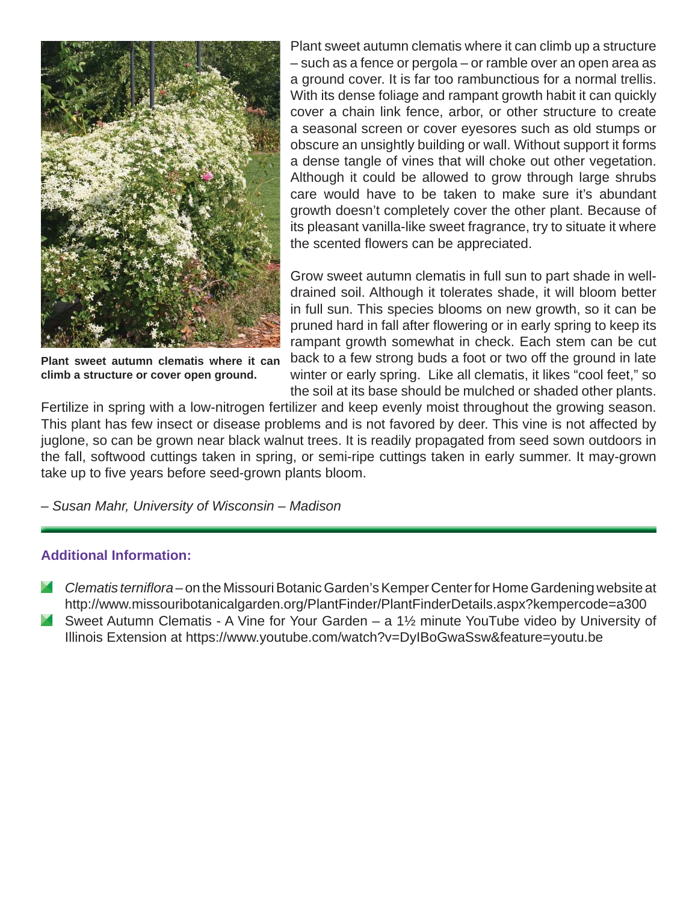Plant sweet autumn clematis where it can climb up a structure – such as a fence or pergola – or ramble over an open area as a ground cover. It is far too rambunctious for a normal trellis. With its dense foliage and rampant growth habit it can quickly cover a chain link fence, arbor, or other structure to create a seasonal screen or cover eyesores such as old stumps or obscure an unsightly building or wall. Without support it forms a dense tangle of vines that will choke out other vegetation. Although it could be allowed to grow through large shrubs care would have to be taken to make sure it's abundant growth doesn't completely cover the other plant. Because of its pleasant vanilla-like sweet fragrance, try to situate it where the scented flowers can be appreciated.

**Plant sweet autumn clematis where it can climb a structure or cover open ground.**

Grow sweet autumn clematis in full sun to part shade in well-drained soil. Although it tolerates shade, it will bloom better in full sun. This species blooms on new growth, so it can be pruned hard in fall after flowering or in early spring to keep its rampant growth somewhat in check. Each stem can be cut back to a few strong buds a foot or two off the ground in late winter or early spring. Like all clematis, it likes "cool feet," so the soil at its base should be mulched or shaded other plants. Fertilize in spring with a low-nitrogen fertilizer and keep evenly moist throughout the growing season. This plant has few insect or disease problems and is not favored by deer. This vine is not affected by juglone, so can be grown near black walnut trees. It is readily propagated from seed sown outdoors in the fall, softwood cuttings taken in spring, or semi-ripe cuttings taken in early summer. It may-grown take up to five years before seed-grown plants bloom.

*– Susan Mahr, University of Wisconsin – Madison*

### Additional Information:

- *Clematis terniflora* – on the Missouri Botanic Garden's Kemper Center for Home Gardening website at http://www.missouribotanicalgarden.org/PlantFinder/PlantFinderDetails.aspx?kempercode=a300
- Sweet Autumn Clematis - A Vine for Your Garden – a 1½ minute YouTube video by University of Illinois Extension at https://www.youtube.com/watch?v=DyIBoGwaSsw&feature=youtu.be